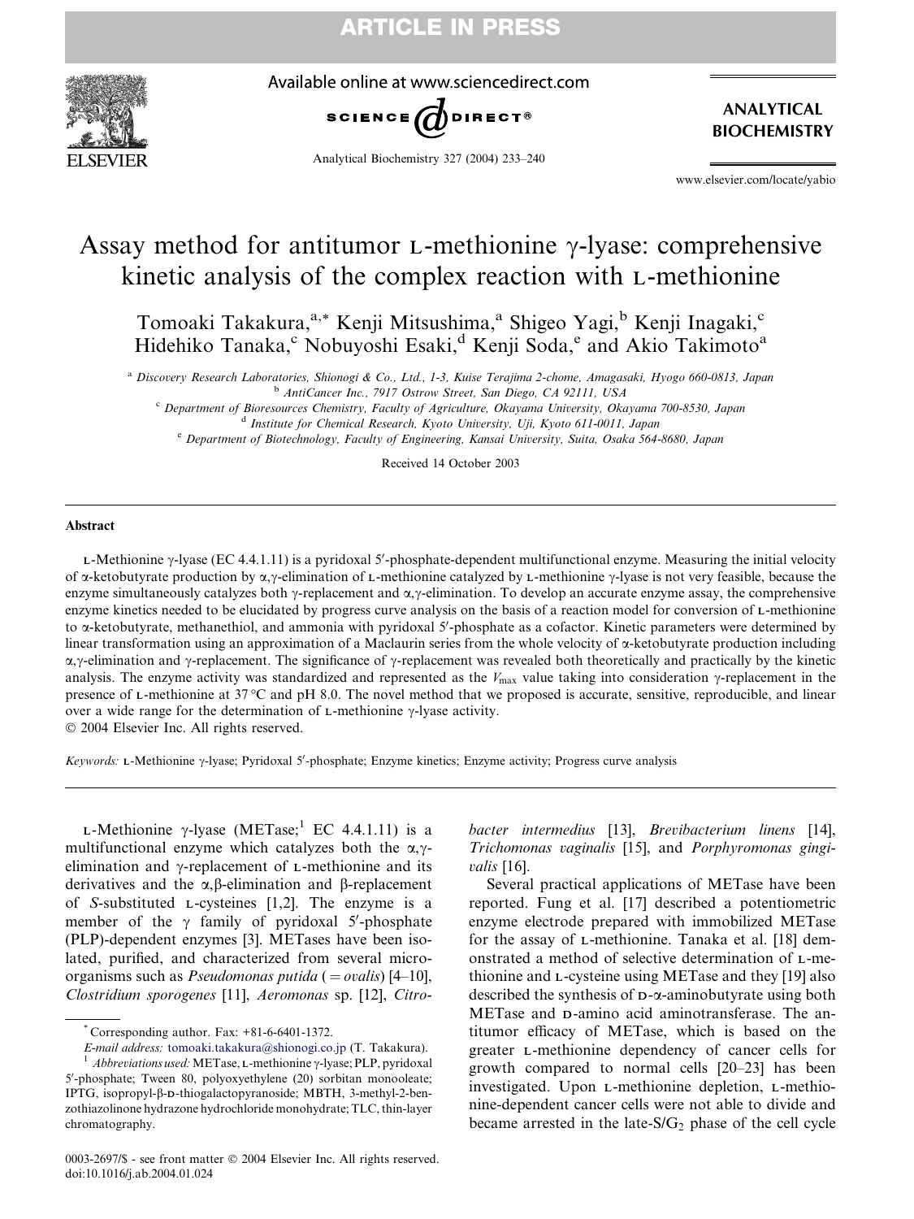# Assay method for antitumor L-methionine γ-lyase: comprehensive kinetic analysis of the complex reaction with L-methionine

Tomoaki Takakura,[a,*] Kenji Mitsushima,[a] Shigeo Yagi,[b] Kenji Inagaki,[c] Hidehiko Tanaka,[c] Nobuyoshi Esaki,[d] Kenji Soda,[e] and Akio Takimoto[a]

[a] *Discovery Research Laboratories, Shionogi & Co., Ltd., 1-3, Kuise Terajima 2-chome, Amagasaki, Hyogo 660-0813, Japan*
[b] *AntiCancer Inc., 7917 Ostrow Street, San Diego, CA 92111, USA*
[c] *Department of Bioresources Chemistry, Faculty of Agriculture, Okayama University, Okayama 700-8530, Japan*
[d] *Institute for Chemical Research, Kyoto University, Uji, Kyoto 611-0011, Japan*
[e] *Department of Biotechnology, Faculty of Engineering, Kansai University, Suita, Osaka 564-8680, Japan*

Received 14 October 2003

## Abstract

L-Methionine γ-lyase (EC 4.4.1.11) is a pyridoxal 5′-phosphate-dependent multifunctional enzyme. Measuring the initial velocity of α-ketobutyrate production by α,γ-elimination of L-methionine catalyzed by L-methionine γ-lyase is not very feasible, because the enzyme simultaneously catalyzes both γ-replacement and α,γ-elimination. To develop an accurate enzyme assay, the comprehensive enzyme kinetics needed to be elucidated by progress curve analysis on the basis of a reaction model for conversion of L-methionine to α-ketobutyrate, methanethiol, and ammonia with pyridoxal 5′-phosphate as a cofactor. Kinetic parameters were determined by linear transformation using an approximation of a Maclaurin series from the whole velocity of α-ketobutyrate production including α,γ-elimination and γ-replacement. The significance of γ-replacement was revealed both theoretically and practically by the kinetic analysis. The enzyme activity was standardized and represented as the $V_{max}$ value taking into consideration γ-replacement in the presence of L-methionine at 37 °C and pH 8.0. The novel method that we proposed is accurate, sensitive, reproducible, and linear over a wide range for the determination of L-methionine γ-lyase activity.

© 2004 Elsevier Inc. All rights reserved.

*Keywords:* L-Methionine γ-lyase; Pyridoxal 5′-phosphate; Enzyme kinetics; Enzyme activity; Progress curve analysis

L-Methionine γ-lyase (METase;[1] EC 4.4.1.11) is a multifunctional enzyme which catalyzes both the α,γ-elimination and γ-replacement of L-methionine and its derivatives and the α,β-elimination and β-replacement of *S*-substituted L-cysteines [1,2]. The enzyme is a member of the γ family of pyridoxal 5′-phosphate (PLP)-dependent enzymes [3]. METases have been isolated, purified, and characterized from several microorganisms such as *Pseudomonas putida* (= *ovalis*) [4–10], *Clostridium sporogenes* [11], *Aeromonas* sp. [12], *Citrobacter intermedius* [13], *Brevibacterium linens* [14], *Trichomonas vaginalis* [15], and *Porphyromonas gingivalis* [16].

Several practical applications of METase have been reported. Fung et al. [17] described a potentiometric enzyme electrode prepared with immobilized METase for the assay of L-methionine. Tanaka et al. [18] demonstrated a method of selective determination of L-methionine and L-cysteine using METase and they [19] also described the synthesis of D-α-aminobutyrate using both METase and D-amino acid aminotransferase. The antitumor efficacy of METase, which is based on the greater L-methionine dependency of cancer cells for growth compared to normal cells [20–23] has been investigated. Upon L-methionine depletion, L-methionine-dependent cancer cells were not able to divide and became arrested in the late-S/$G_2$ phase of the cell cycle

\* Corresponding author. Fax: +81-6-6401-1372.
*E-mail address:* tomoaki.takakura@shionogi.co.jp (T. Takakura).

[1] *Abbreviations used:* METase, L-methionine γ-lyase; PLP, pyridoxal 5′-phosphate; Tween 80, polyoxyethylene (20) sorbitan monooleate; IPTG, isopropyl-β-D-thiogalactopyranoside; MBTH, 3-methyl-2-benzothiazolinone hydrazone hydrochloride monohydrate; TLC, thin-layer chromatography.

0003-2697/$ - see front matter © 2004 Elsevier Inc. All rights reserved.
doi:10.1016/j.ab.2004.01.024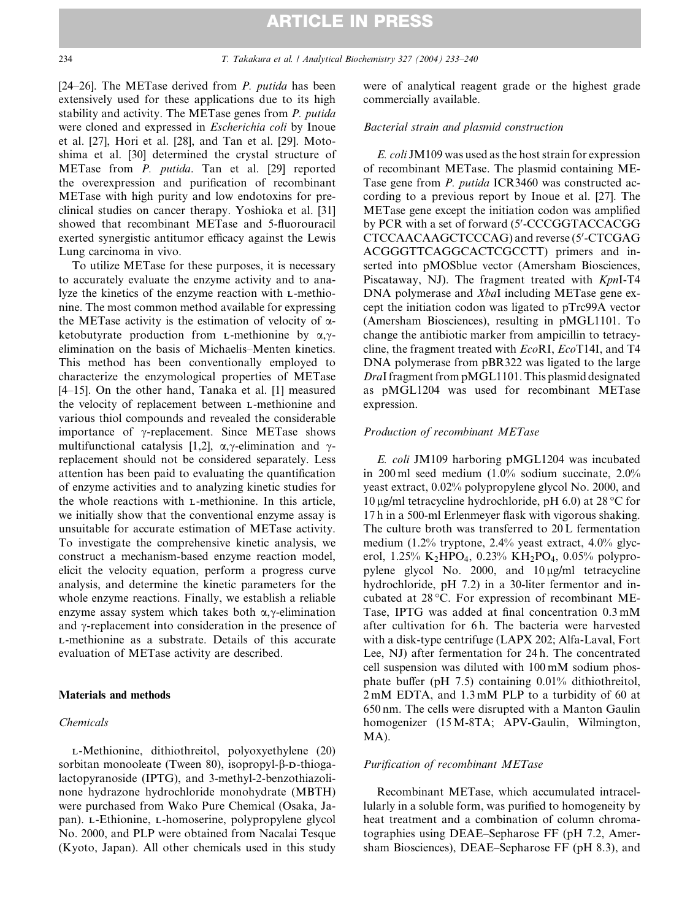[24–26]. The METase derived from *P. putida* has been extensively used for these applications due to its high stability and activity. The METase genes from *P. putida* were cloned and expressed in *Escherichia coli* by Inoue et al. [27], Hori et al. [28], and Tan et al. [29]. Motoshima et al. [30] determined the crystal structure of METase from *P. putida*. Tan et al. [29] reported the overexpression and purification of recombinant METase with high purity and low endotoxins for preclinical studies on cancer therapy. Yoshioka et al. [31] showed that recombinant METase and 5-fluorouracil exerted synergistic antitumor efficacy against the Lewis Lung carcinoma in vivo.

To utilize METase for these purposes, it is necessary to accurately evaluate the enzyme activity and to analyze the kinetics of the enzyme reaction with L-methionine. The most common method available for expressing the METase activity is the estimation of velocity of α-ketobutyrate production from L-methionine by α,γ-elimination on the basis of Michaelis–Menten kinetics. This method has been conventionally employed to characterize the enzymological properties of METase [4–15]. On the other hand, Tanaka et al. [1] measured the velocity of replacement between L-methionine and various thiol compounds and revealed the considerable importance of γ-replacement. Since METase shows multifunctional catalysis [1,2], α,γ-elimination and γ-replacement should not be considered separately. Less attention has been paid to evaluating the quantification of enzyme activities and to analyzing kinetic studies for the whole reactions with L-methionine. In this article, we initially show that the conventional enzyme assay is unsuitable for accurate estimation of METase activity. To investigate the comprehensive kinetic analysis, we construct a mechanism-based enzyme reaction model, elicit the velocity equation, perform a progress curve analysis, and determine the kinetic parameters for the whole enzyme reactions. Finally, we establish a reliable enzyme assay system which takes both α,γ-elimination and γ-replacement into consideration in the presence of L-methionine as a substrate. Details of this accurate evaluation of METase activity are described.

## Materials and methods

### Chemicals

L-Methionine, dithiothreitol, polyoxyethylene (20) sorbitan monooleate (Tween 80), isopropyl-β-D-thiogalactopyranoside (IPTG), and 3-methyl-2-benzothiazolinone hydrazone hydrochloride monohydrate (MBTH) were purchased from Wako Pure Chemical (Osaka, Japan). L-Ethionine, L-homoserine, polypropylene glycol No. 2000, and PLP were obtained from Nacalai Tesque (Kyoto, Japan). All other chemicals used in this study were of analytical reagent grade or the highest grade commercially available.

### Bacterial strain and plasmid construction

*E. coli* JM109 was used as the host strain for expression of recombinant METase. The plasmid containing METase gene from *P. putida* ICR3460 was constructed according to a previous report by Inoue et al. [27]. The METase gene except the initiation codon was amplified by PCR with a set of forward (5′-CCCGGTACCACGG CTCCAACAAGCTCCCAG) and reverse (5′-CTCGAG ACGGGTTCAGGCACTCGCCTT) primers and inserted into pMOSblue vector (Amersham Biosciences, Piscataway, NJ). The fragment treated with *Kpn*I-T4 DNA polymerase and *Xba*I including METase gene except the initiation codon was ligated to pTrc99A vector (Amersham Biosciences), resulting in pMGL1101. To change the antibiotic marker from ampicillin to tetracycline, the fragment treated with *Eco*RI, *Eco*T14I, and T4 DNA polymerase from pBR322 was ligated to the large *Dra*I fragment from pMGL1101. This plasmid designated as pMGL1204 was used for recombinant METase expression.

### Production of recombinant METase

*E. coli* JM109 harboring pMGL1204 was incubated in 200 ml seed medium (1.0% sodium succinate, 2.0% yeast extract, 0.02% polypropylene glycol No. 2000, and 10 μg/ml tetracycline hydrochloride, pH 6.0) at 28 °C for 17 h in a 500-ml Erlenmeyer flask with vigorous shaking. The culture broth was transferred to 20 L fermentation medium (1.2% tryptone, 2.4% yeast extract, 4.0% glycerol, 1.25% $K_2HPO_4$, 0.23% $KH_2PO_4$, 0.05% polypropylene glycol No. 2000, and 10 μg/ml tetracycline hydrochloride, pH 7.2) in a 30-liter fermentor and incubated at 28 °C. For expression of recombinant METase, IPTG was added at final concentration 0.3 mM after cultivation for 6 h. The bacteria were harvested with a disk-type centrifuge (LAPX 202; Alfa-Laval, Fort Lee, NJ) after fermentation for 24 h. The concentrated cell suspension was diluted with 100 mM sodium phosphate buffer (pH 7.5) containing 0.01% dithiothreitol, 2 mM EDTA, and 1.3 mM PLP to a turbidity of 60 at 650 nm. The cells were disrupted with a Manton Gaulin homogenizer (15 M-8TA; APV-Gaulin, Wilmington, MA).

### Purification of recombinant METase

Recombinant METase, which accumulated intracellularly in a soluble form, was purified to homogeneity by heat treatment and a combination of column chromatographies using DEAE–Sepharose FF (pH 7.2, Amersham Biosciences), DEAE–Sepharose FF (pH 8.3), and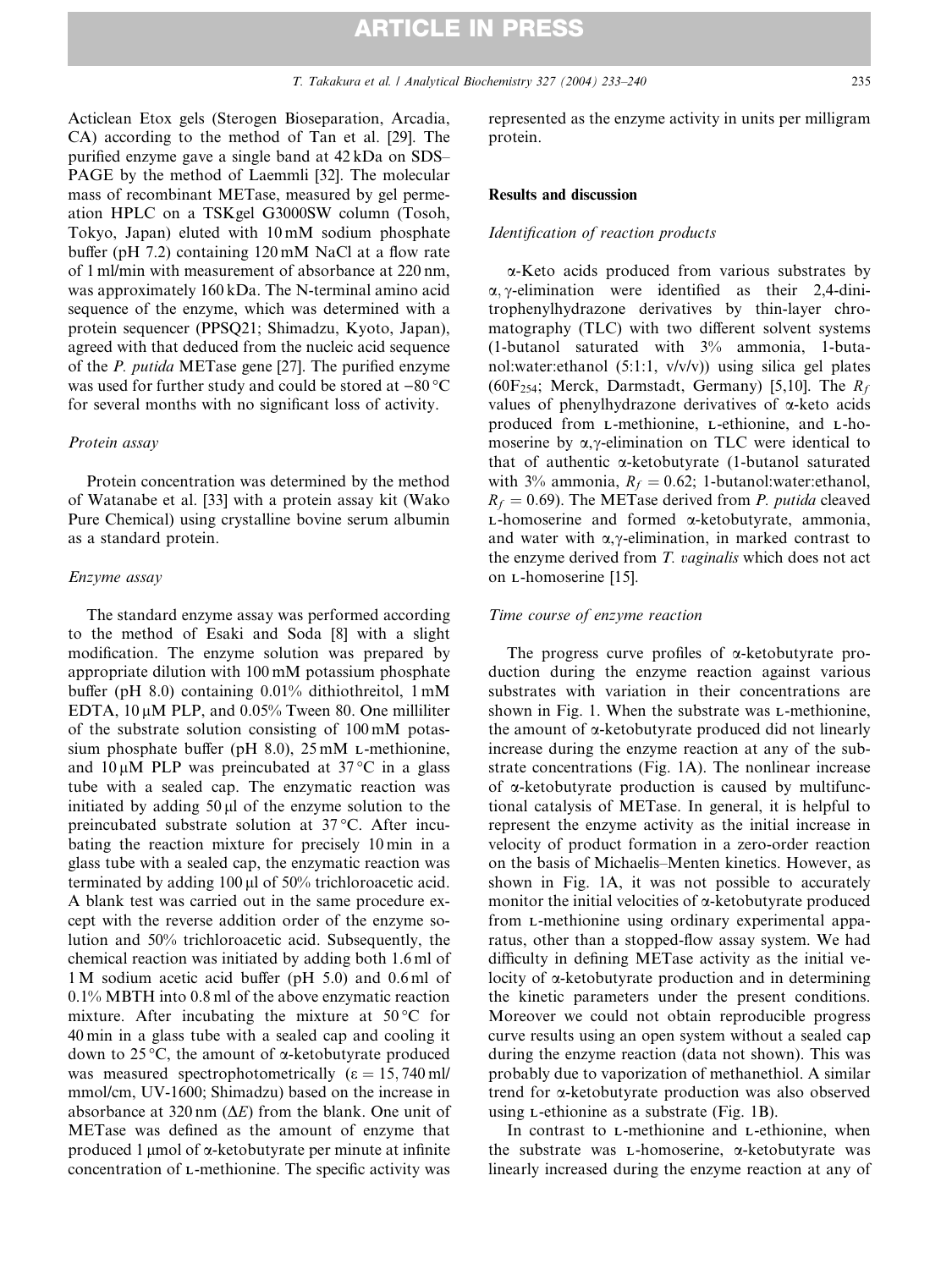Acticlean Etox gels (Sterogen Bioseparation, Arcadia, CA) according to the method of Tan et al. [29]. The purified enzyme gave a single band at 42 kDa on SDS–PAGE by the method of Laemmli [32]. The molecular mass of recombinant METase, measured by gel permeation HPLC on a TSKgel G3000SW column (Tosoh, Tokyo, Japan) eluted with 10 mM sodium phosphate buffer (pH 7.2) containing 120 mM NaCl at a flow rate of 1 ml/min with measurement of absorbance at 220 nm, was approximately 160 kDa. The N-terminal amino acid sequence of the enzyme, which was determined with a protein sequencer (PPSQ21; Shimadzu, Kyoto, Japan), agreed with that deduced from the nucleic acid sequence of the *P. putida* METase gene [27]. The purified enzyme was used for further study and could be stored at −80 °C for several months with no significant loss of activity.

### Protein assay

Protein concentration was determined by the method of Watanabe et al. [33] with a protein assay kit (Wako Pure Chemical) using crystalline bovine serum albumin as a standard protein.

### Enzyme assay

The standard enzyme assay was performed according to the method of Esaki and Soda [8] with a slight modification. The enzyme solution was prepared by appropriate dilution with 100 mM potassium phosphate buffer (pH 8.0) containing 0.01% dithiothreitol, 1 mM EDTA, 10 μM PLP, and 0.05% Tween 80. One milliliter of the substrate solution consisting of 100 mM potassium phosphate buffer (pH 8.0), 25 mM L-methionine, and 10 μM PLP was preincubated at 37 °C in a glass tube with a sealed cap. The enzymatic reaction was initiated by adding 50 μl of the enzyme solution to the preincubated substrate solution at 37 °C. After incubating the reaction mixture for precisely 10 min in a glass tube with a sealed cap, the enzymatic reaction was terminated by adding 100 μl of 50% trichloroacetic acid. A blank test was carried out in the same procedure except with the reverse addition order of the enzyme solution and 50% trichloroacetic acid. Subsequently, the chemical reaction was initiated by adding both 1.6 ml of 1 M sodium acetic acid buffer (pH 5.0) and 0.6 ml of 0.1% MBTH into 0.8 ml of the above enzymatic reaction mixture. After incubating the mixture at 50 °C for 40 min in a glass tube with a sealed cap and cooling it down to 25 °C, the amount of α-ketobutyrate produced was measured spectrophotometrically ($\varepsilon = 15,740$ ml/mmol/cm, UV-1600; Shimadzu) based on the increase in absorbance at 320 nm ($\Delta E$) from the blank. One unit of METase was defined as the amount of enzyme that produced 1 μmol of α-ketobutyrate per minute at infinite concentration of L-methionine. The specific activity was represented as the enzyme activity in units per milligram protein.

## Results and discussion

### Identification of reaction products

α-Keto acids produced from various substrates by α, γ-elimination were identified as their 2,4-dinitrophenylhydrazone derivatives by thin-layer chromatography (TLC) with two different solvent systems (1-butanol saturated with 3% ammonia, 1-butanol:water:ethanol (5:1:1, v/v/v)) using silica gel plates ($60F_{254}$; Merck, Darmstadt, Germany) [5,10]. The $R_f$ values of phenylhydrazone derivatives of α-keto acids produced from L-methionine, L-ethionine, and L-homoserine by α,γ-elimination on TLC were identical to that of authentic α-ketobutyrate (1-butanol saturated with 3% ammonia, $R_f = 0.62$; 1-butanol:water:ethanol, $R_f = 0.69$). The METase derived from *P. putida* cleaved L-homoserine and formed α-ketobutyrate, ammonia, and water with α,γ-elimination, in marked contrast to the enzyme derived from *T. vaginalis* which does not act on L-homoserine [15].

### Time course of enzyme reaction

The progress curve profiles of α-ketobutyrate production during the enzyme reaction against various substrates with variation in their concentrations are shown in Fig. 1. When the substrate was L-methionine, the amount of α-ketobutyrate produced did not linearly increase during the enzyme reaction at any of the substrate concentrations (Fig. 1A). The nonlinear increase of α-ketobutyrate production is caused by multifunctional catalysis of METase. In general, it is helpful to represent the enzyme activity as the initial increase in velocity of product formation in a zero-order reaction on the basis of Michaelis–Menten kinetics. However, as shown in Fig. 1A, it was not possible to accurately monitor the initial velocities of α-ketobutyrate produced from L-methionine using ordinary experimental apparatus, other than a stopped-flow assay system. We had difficulty in defining METase activity as the initial velocity of α-ketobutyrate production and in determining the kinetic parameters under the present conditions. Moreover we could not obtain reproducible progress curve results using an open system without a sealed cap during the enzyme reaction (data not shown). This was probably due to vaporization of methanethiol. A similar trend for α-ketobutyrate production was also observed using L-ethionine as a substrate (Fig. 1B).

In contrast to L-methionine and L-ethionine, when the substrate was L-homoserine, α-ketobutyrate was linearly increased during the enzyme reaction at any of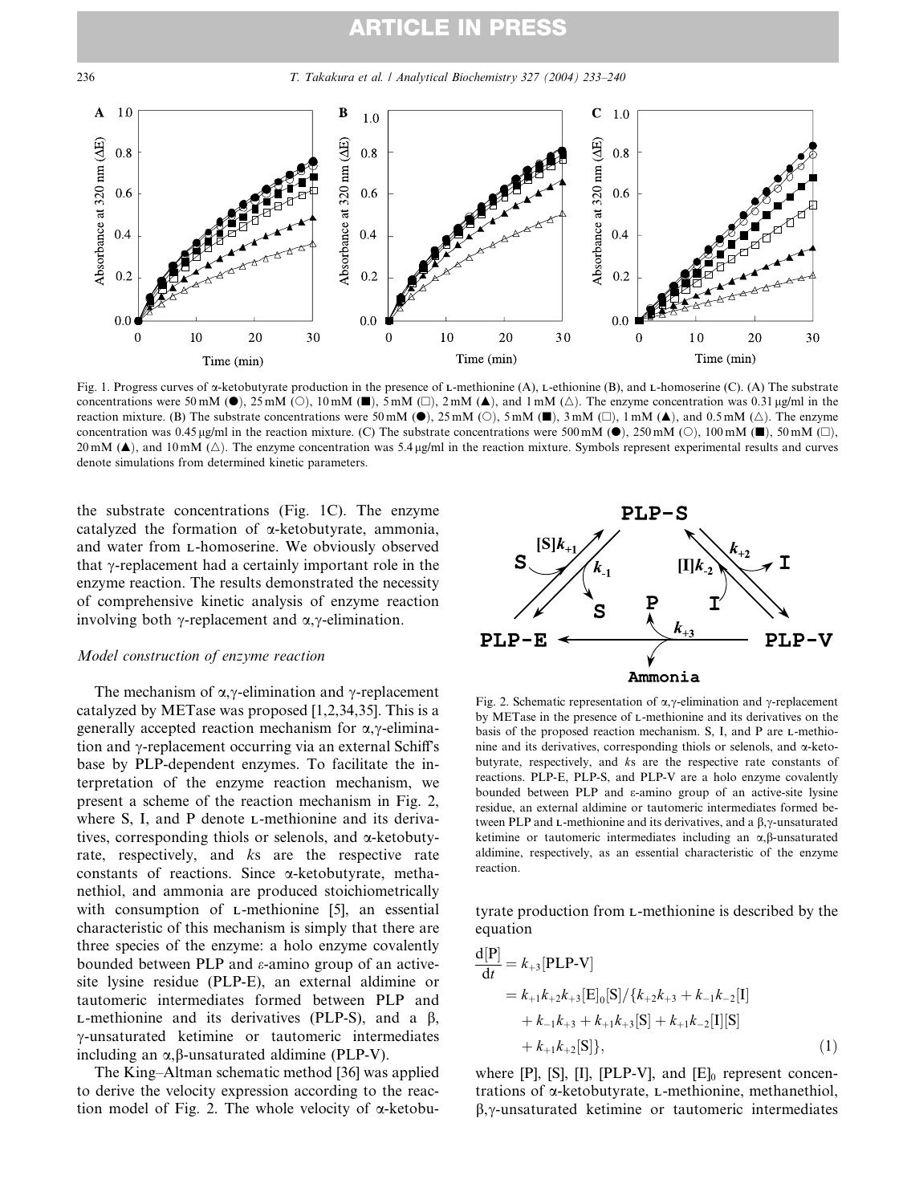Fig. 1. Progress curves of α-ketobutyrate production in the presence of L-methionine (A), L-ethionine (B), and L-homoserine (C). (A) The substrate concentrations were 50 mM (●), 25 mM (○), 10 mM (■), 5 mM (□), 2 mM (▲), and 1 mM (△). The enzyme concentration was 0.31 μg/ml in the reaction mixture. (B) The substrate concentrations were 50 mM (●), 25 mM (○), 5 mM (■), 3 mM (□), 1 mM (▲), and 0.5 mM (△). The enzyme concentration was 0.45 μg/ml in the reaction mixture. (C) The substrate concentrations were 500 mM (●), 250 mM (○), 100 mM (■), 50 mM (□), 20 mM (▲), and 10 mM (△). The enzyme concentration was 5.4 μg/ml in the reaction mixture. Symbols represent experimental results and curves denote simulations from determined kinetic parameters.

the substrate concentrations (Fig. 1C). The enzyme catalyzed the formation of α-ketobutyrate, ammonia, and water from L-homoserine. We obviously observed that γ-replacement had a certainly important role in the enzyme reaction. The results demonstrated the necessity of comprehensive kinetic analysis of enzyme reaction involving both γ-replacement and α,γ-elimination.

### *Model construction of enzyme reaction*

The mechanism of α,γ-elimination and γ-replacement catalyzed by METase was proposed [1,2,34,35]. This is a generally accepted reaction mechanism for α,γ-elimination and γ-replacement occurring via an external Schiff's base by PLP-dependent enzymes. To facilitate the interpretation of the enzyme reaction mechanism, we present a scheme of the reaction mechanism in Fig. 2, where S, I, and P denote L-methionine and its derivatives, corresponding thiols or selenols, and α-ketobutyrate, respectively, and *k*s are the respective rate constants of reactions. Since α-ketobutyrate, methanethiol, and ammonia are produced stoichiometrically with consumption of L-methionine [5], an essential characteristic of this mechanism is simply that there are three species of the enzyme: a holo enzyme covalently bounded between PLP and ε-amino group of an active-site lysine residue (PLP-E), an external aldimine or tautomeric intermediates formed between PLP and L-methionine and its derivatives (PLP-S), and a β,γ-unsaturated ketimine or tautomeric intermediates including an α,β-unsaturated aldimine (PLP-V).

The King–Altman schematic method [36] was applied to derive the velocity expression according to the reaction model of Fig. 2. The whole velocity of α-ketobutyrate production from L-methionine is described by the equation

$$
\begin{aligned}
\frac{d[\mathrm{P}]}{dt} &= k_{+3}[\text{PLP-V}] \\
&= k_{+1}k_{+2}k_{+3}[\mathrm{E}]_0[\mathrm{S}]/\{k_{+2}k_{+3} + k_{-1}k_{-2}[\mathrm{I}] \\
&\quad + k_{-1}k_{+3} + k_{+1}k_{+3}[\mathrm{S}] + k_{+1}k_{-2}[\mathrm{I}][\mathrm{S}] \\
&\quad + k_{+1}k_{+2}[\mathrm{S}]\},
\end{aligned} \tag{1}
$$

where [P], [S], [I], [PLP-V], and $[\mathrm{E}]_0$ represent concentrations of α-ketobutyrate, L-methionine, methanethiol, β,γ-unsaturated ketimine or tautomeric intermediates

Fig. 2. Schematic representation of α,γ-elimination and γ-replacement by METase in the presence of L-methionine and its derivatives on the basis of the proposed reaction mechanism. S, I, and P are L-methionine and its derivatives, corresponding thiols or selenols, and α-ketobutyrate, respectively, and *k*s are the respective rate constants of reactions. PLP-E, PLP-S, and PLP-V are a holo enzyme covalently bounded between PLP and ε-amino group of an active-site lysine residue, an external aldimine or tautomeric intermediates formed between PLP and L-methionine and its derivatives, and a β,γ-unsaturated ketimine or tautomeric intermediates including an α,β-unsaturated aldimine, respectively, as an essential characteristic of the enzyme reaction.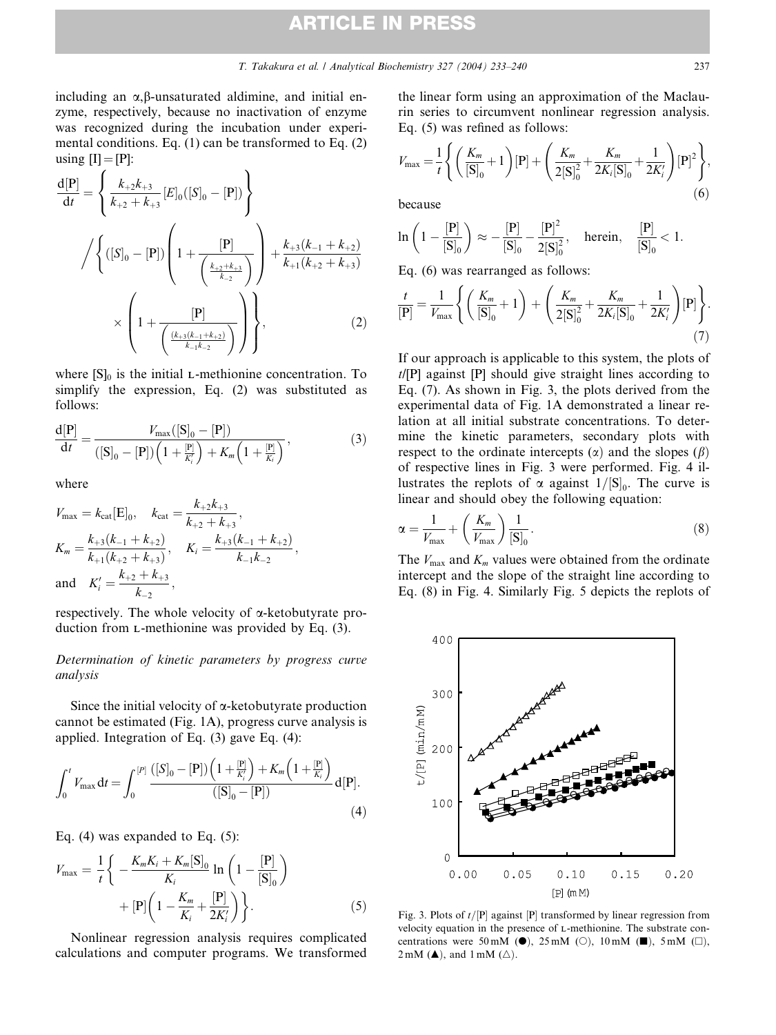including an α,β-unsaturated aldimine, and initial enzyme, respectively, because no inactivation of enzyme was recognized during the incubation under experimental conditions. Eq. (1) can be transformed to Eq. (2) using [I] = [P]:

$$\frac{d[P]}{dt} = \left\{ \frac{k_{+2}k_{+3}}{k_{+2}+k_{+3}}[E]_0([S]_0 - [P]) \right\} \Bigg/ \left\{ ([S]_0 - [P]) \left( 1 + \frac{[P]}{\left(\frac{k_{+2}+k_{+3}}{k_{-2}}\right)} \right) + \frac{k_{+3}(k_{-1}+k_{+2})}{k_{+1}(k_{+2}+k_{+3})} \times \left( 1 + \frac{[P]}{\left(\frac{k_{+3}(k_{-1}+k_{+2})}{k_{-1}k_{-2}}\right)} \right) \right\}, \tag{2}$$

where $[S]_0$ is the initial L-methionine concentration. To simplify the expression, Eq. (2) was substituted as follows:

$$\frac{d[P]}{dt} = \frac{V_{max}([S]_0 - [P])}{([S]_0 - [P])\left(1 + \frac{[P]}{K_i'}\right) + K_m\left(1 + \frac{[P]}{K_i}\right)}, \tag{3}$$

where

$$V_{max} = k_{cat}[E]_0, \quad k_{cat} = \frac{k_{+2}k_{+3}}{k_{+2}+k_{+3}},$$

$$K_m = \frac{k_{+3}(k_{-1}+k_{+2})}{k_{+1}(k_{+2}+k_{+3})}, \quad K_i = \frac{k_{+3}(k_{-1}+k_{+2})}{k_{-1}k_{-2}},$$

$$\text{and} \quad K_i' = \frac{k_{+2}+k_{+3}}{k_{-2}},$$

respectively. The whole velocity of α-ketobutyrate production from L-methionine was provided by Eq. (3).

### Determination of kinetic parameters by progress curve analysis

Since the initial velocity of α-ketobutyrate production cannot be estimated (Fig. 1A), progress curve analysis is applied. Integration of Eq. (3) gave Eq. (4):

$$\int_0^t V_{max}\, dt = \int_0^{[P]} \frac{([S]_0 - [P])\left(1 + \frac{[P]}{K_i'}\right) + K_m\left(1 + \frac{[P]}{K_i}\right)}{([S]_0 - [P])} d[P]. \tag{4}$$

Eq. (4) was expanded to Eq. (5):

$$V_{max} = \frac{1}{t}\left\{ -\frac{K_mK_i + K_m[S]_0}{K_i} \ln\left(1 - \frac{[P]}{[S]_0}\right) + [P]\left(1 - \frac{K_m}{K_i} + \frac{[P]}{2K_i'}\right) \right\}. \tag{5}$$

Nonlinear regression analysis requires complicated calculations and computer programs. We transformed the linear form using an approximation of the Maclaurin series to circumvent nonlinear regression analysis. Eq. (5) was refined as follows:

$$V_{max} = \frac{1}{t}\left\{ \left(\frac{K_m}{[S]_0} + 1\right)[P] + \left(\frac{K_m}{2[S]_0^2} + \frac{K_m}{2K_i[S]_0} + \frac{1}{2K_i'}\right)[P]^2 \right\}, \tag{6}$$

because

$$\ln\left(1 - \frac{[P]}{[S]_0}\right) \approx -\frac{[P]}{[S]_0} - \frac{[P]^2}{2[S]_0^2}, \quad \text{herein,} \quad \frac{[P]}{[S]_0} < 1.$$

Eq. (6) was rearranged as follows:

$$\frac{t}{[P]} = \frac{1}{V_{max}}\left\{ \left(\frac{K_m}{[S]_0} + 1\right) + \left(\frac{K_m}{2[S]_0^2} + \frac{K_m}{2K_i[S]_0} + \frac{1}{2K_i'}\right)[P] \right\}. \tag{7}$$

If our approach is applicable to this system, the plots of $t/[P]$ against [P] should give straight lines according to Eq. (7). As shown in Fig. 3, the plots derived from the experimental data of Fig. 1A demonstrated a linear relation at all initial substrate concentrations. To determine the kinetic parameters, secondary plots with respect to the ordinate intercepts (α) and the slopes (β) of respective lines in Fig. 3 were performed. Fig. 4 illustrates the replots of α against $1/[S]_0$. The curve is linear and should obey the following equation:

$$\alpha = \frac{1}{V_{max}} + \left(\frac{K_m}{V_{max}}\right)\frac{1}{[S]_0}. \tag{8}$$

The $V_{max}$ and $K_m$ values were obtained from the ordinate intercept and the slope of the straight line according to Eq. (8) in Fig. 4. Similarly Fig. 5 depicts the replots of

Fig. 3. Plots of $t/[P]$ against [P] transformed by linear regression from velocity equation in the presence of L-methionine. The substrate concentrations were 50 mM (●), 25 mM (○), 10 mM (■), 5 mM (□), 2 mM (▲), and 1 mM (△).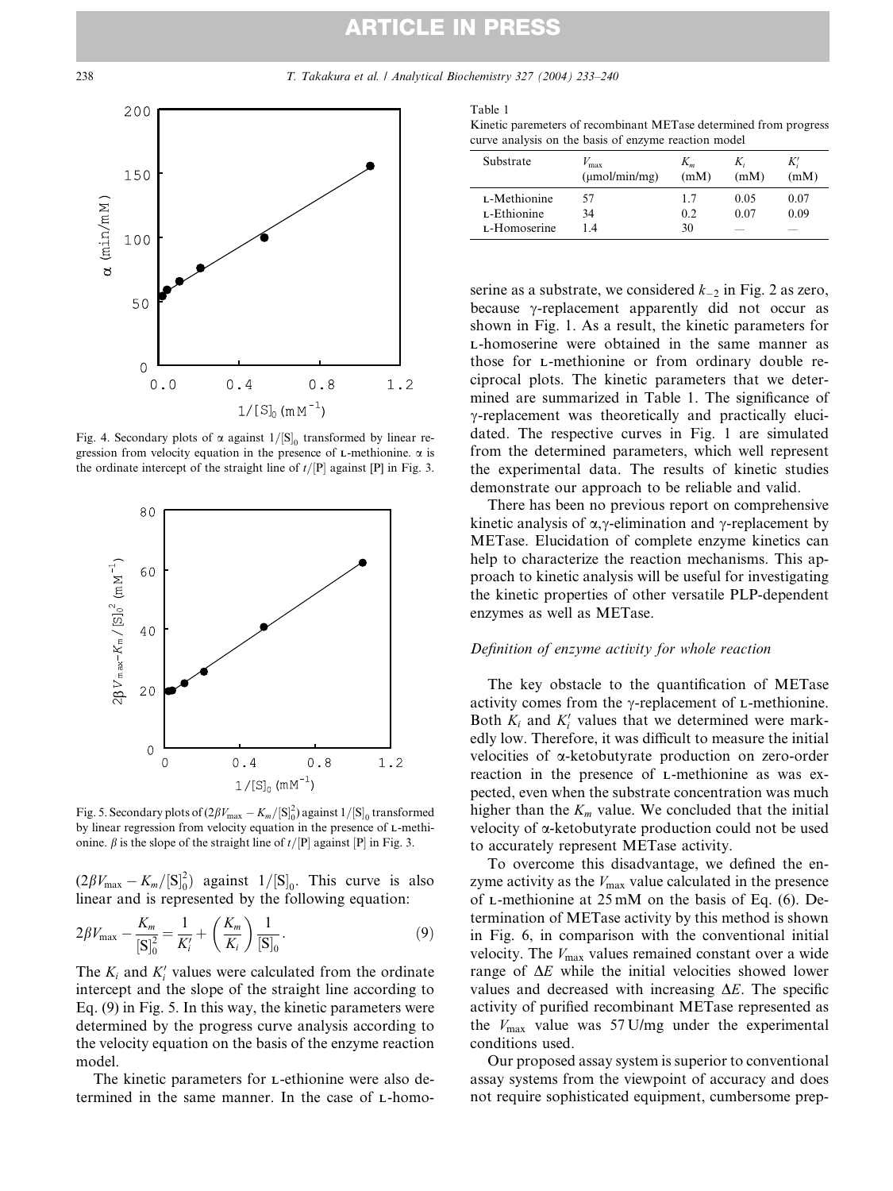Fig. 4. Secondary plots of $\alpha$ against $1/[S]_0$ transformed by linear regression from velocity equation in the presence of L-methionine. $\alpha$ is the ordinate intercept of the straight line of $t/[P]$ against [P] in Fig. 3.

Fig. 5. Secondary plots of $(2\beta V_{max} - K_m/[S]_0^2)$ against $1/[S]_0$ transformed by linear regression from velocity equation in the presence of L-methionine. $\beta$ is the slope of the straight line of $t/[P]$ against [P] in Fig. 3.

$(2\beta V_{max} - K_m/[S]_0^2)$ against $1/[S]_0$. This curve is also linear and is represented by the following equation:

$$2\beta V_{max} - \frac{K_m}{[S]_0^2} = \frac{1}{K_i'} + \left(\frac{K_m}{K_i}\right)\frac{1}{[S]_0}. \tag{9}$$

The $K_i$ and $K_i'$ values were calculated from the ordinate intercept and the slope of the straight line according to Eq. (9) in Fig. 5. In this way, the kinetic parameters were determined by the progress curve analysis according to the velocity equation on the basis of the enzyme reaction model.

The kinetic parameters for L-ethionine were also determined in the same manner. In the case of L-homoserine as a substrate, we considered $k_{-2}$ in Fig. 2 as zero, because γ-replacement apparently did not occur as shown in Fig. 1. As a result, the kinetic parameters for L-homoserine were obtained in the same manner as those for L-methionine or from ordinary double reciprocal plots. The kinetic parameters that we determined are summarized in Table 1. The significance of γ-replacement was theoretically and practically elucidated. The respective curves in Fig. 1 are simulated from the determined parameters, which well represent the experimental data. The results of kinetic studies demonstrate our approach to be reliable and valid.

Table 1
Kinetic paremeters of recombinant METase determined from progress curve analysis on the basis of enzyme reaction model

| Substrate | $V_{max}$ (μmol/min/mg) | $K_m$ (mM) | $K_i$ (mM) | $K_i'$ (mM) |
|---|---|---|---|---|
| L-Methionine | 57 | 1.7 | 0.05 | 0.07 |
| L-Ethionine | 34 | 0.2 | 0.07 | 0.09 |
| L-Homoserine | 1.4 | 30 | — | — |

There has been no previous report on comprehensive kinetic analysis of α,γ-elimination and γ-replacement by METase. Elucidation of complete enzyme kinetics can help to characterize the reaction mechanisms. This approach to kinetic analysis will be useful for investigating the kinetic properties of other versatile PLP-dependent enzymes as well as METase.

### *Definition of enzyme activity for whole reaction*

The key obstacle to the quantification of METase activity comes from the γ-replacement of L-methionine. Both $K_i$ and $K_i'$ values that we determined were markedly low. Therefore, it was difficult to measure the initial velocities of α-ketobutyrate production on zero-order reaction in the presence of L-methionine as was expected, even when the substrate concentration was much higher than the $K_m$ value. We concluded that the initial velocity of α-ketobutyrate production could not be used to accurately represent METase activity.

To overcome this disadvantage, we defined the enzyme activity as the $V_{max}$ value calculated in the presence of L-methionine at 25 mM on the basis of Eq. (6). Determination of METase activity by this method is shown in Fig. 6, in comparison with the conventional initial velocity. The $V_{max}$ values remained constant over a wide range of $\Delta E$ while the initial velocities showed lower values and decreased with increasing $\Delta E$. The specific activity of purified recombinant METase represented as the $V_{max}$ value was 57 U/mg under the experimental conditions used.

Our proposed assay system is superior to conventional assay systems from the viewpoint of accuracy and does not require sophisticated equipment, cumbersome prep-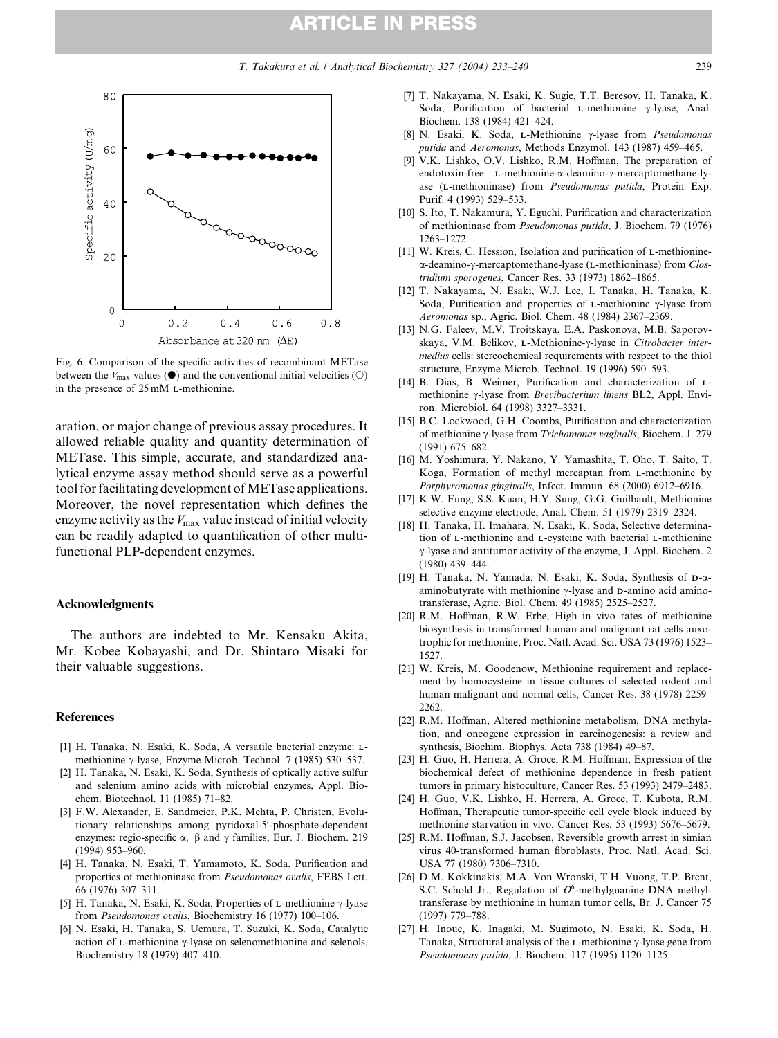Fig. 6. Comparison of the specific activities of recombinant METase between the $V_{max}$ values (●) and the conventional initial velocities (○) in the presence of 25 mM L-methionine.

aration, or major change of previous assay procedures. It allowed reliable quality and quantity determination of METase. This simple, accurate, and standardized analytical enzyme assay method should serve as a powerful tool for facilitating development of METase applications. Moreover, the novel representation which defines the enzyme activity as the $V_{max}$ value instead of initial velocity can be readily adapted to quantification of other multifunctional PLP-dependent enzymes.

## Acknowledgments

The authors are indebted to Mr. Kensaku Akita, Mr. Kobee Kobayashi, and Dr. Shintaro Misaki for their valuable suggestions.

## References

[1] H. Tanaka, N. Esaki, K. Soda, A versatile bacterial enzyme: L-methionine γ-lyase, Enzyme Microb. Technol. 7 (1985) 530–537.

[2] H. Tanaka, N. Esaki, K. Soda, Synthesis of optically active sulfur and selenium amino acids with microbial enzymes, Appl. Biochem. Biotechnol. 11 (1985) 71–82.

[3] F.W. Alexander, E. Sandmeier, P.K. Mehta, P. Christen, Evolutionary relationships among pyridoxal-5′-phosphate-dependent enzymes: regio-specific α, β and γ families, Eur. J. Biochem. 219 (1994) 953–960.

[4] H. Tanaka, N. Esaki, T. Yamamoto, K. Soda, Purification and properties of methioninase from *Pseudomonas ovalis*, FEBS Lett. 66 (1976) 307–311.

[5] H. Tanaka, N. Esaki, K. Soda, Properties of L-methionine γ-lyase from *Pseudomonas ovalis*, Biochemistry 16 (1977) 100–106.

[6] N. Esaki, H. Tanaka, S. Uemura, T. Suzuki, K. Soda, Catalytic action of L-methionine γ-lyase on selenomethionine and selenols, Biochemistry 18 (1979) 407–410.

[7] T. Nakayama, N. Esaki, K. Sugie, T.T. Beresov, H. Tanaka, K. Soda, Purification of bacterial L-methionine γ-lyase, Anal. Biochem. 138 (1984) 421–424.

[8] N. Esaki, K. Soda, L-Methionine γ-lyase from *Pseudomonas putida* and *Aeromonas*, Methods Enzymol. 143 (1987) 459–465.

[9] V.K. Lishko, O.V. Lishko, R.M. Hoffman, The preparation of endotoxin-free L-methionine-α-deamino-γ-mercaptomethane-lyase (L-methioninase) from *Pseudomonas putida*, Protein Exp. Purif. 4 (1993) 529–533.

[10] S. Ito, T. Nakamura, Y. Eguchi, Purification and characterization of methioninase from *Pseudomonas putida*, J. Biochem. 79 (1976) 1263–1272.

[11] W. Kreis, C. Hession, Isolation and purification of L-methionine-α-deamino-γ-mercaptomethane-lyase (L-methioninase) from *Clostridium sporogenes*, Cancer Res. 33 (1973) 1862–1865.

[12] T. Nakayama, N. Esaki, W.J. Lee, I. Tanaka, H. Tanaka, K. Soda, Purification and properties of L-methionine γ-lyase from *Aeromonas* sp., Agric. Biol. Chem. 48 (1984) 2367–2369.

[13] N.G. Faleev, M.V. Troitskaya, E.A. Paskonova, M.B. Saporovskaya, V.M. Belikov, L-Methionine-γ-lyase in *Citrobacter intermedius* cells: stereochemical requirements with respect to the thiol structure, Enzyme Microb. Technol. 19 (1996) 590–593.

[14] B. Dias, B. Weimer, Purification and characterization of L-methionine γ-lyase from *Brevibacterium linens* BL2, Appl. Environ. Microbiol. 64 (1998) 3327–3331.

[15] B.C. Lockwood, G.H. Coombs, Purification and characterization of methionine γ-lyase from *Trichomonas vaginalis*, Biochem. J. 279 (1991) 675–682.

[16] M. Yoshimura, Y. Nakano, Y. Yamashita, T. Oho, T. Saito, T. Koga, Formation of methyl mercaptan from L-methionine by *Porphyromonas gingivalis*, Infect. Immun. 68 (2000) 6912–6916.

[17] K.W. Fung, S.S. Kuan, H.Y. Sung, G.G. Guilbault, Methionine selective enzyme electrode, Anal. Chem. 51 (1979) 2319–2324.

[18] H. Tanaka, H. Imahara, N. Esaki, K. Soda, Selective determination of L-methionine and L-cysteine with bacterial L-methionine γ-lyase and antitumor activity of the enzyme, J. Appl. Biochem. 2 (1980) 439–444.

[19] H. Tanaka, N. Yamada, N. Esaki, K. Soda, Synthesis of D-α-aminobutyrate with methionine γ-lyase and D-amino acid aminotransferase, Agric. Biol. Chem. 49 (1985) 2525–2527.

[20] R.M. Hoffman, R.W. Erbe, High in vivo rates of methionine biosynthesis in transformed human and malignant rat cells auxotrophic for methionine, Proc. Natl. Acad. Sci. USA 73 (1976) 1523–1527.

[21] W. Kreis, M. Goodenow, Methionine requirement and replacement by homocysteine in tissue cultures of selected rodent and human malignant and normal cells, Cancer Res. 38 (1978) 2259–2262.

[22] R.M. Hoffman, Altered methionine metabolism, DNA methylation, and oncogene expression in carcinogenesis: a review and synthesis, Biochim. Biophys. Acta 738 (1984) 49–87.

[23] H. Guo, H. Herrera, A. Groce, R.M. Hoffman, Expression of the biochemical defect of methionine dependence in fresh patient tumors in primary histoculture, Cancer Res. 53 (1993) 2479–2483.

[24] H. Guo, V.K. Lishko, H. Herrera, A. Groce, T. Kubota, R.M. Hoffman, Therapeutic tumor-specific cell cycle block induced by methionine starvation in vivo, Cancer Res. 53 (1993) 5676–5679.

[25] R.M. Hoffman, S.J. Jacobsen, Reversible growth arrest in simian virus 40-transformed human fibroblasts, Proc. Natl. Acad. Sci. USA 77 (1980) 7306–7310.

[26] D.M. Kokkinakis, M.A. Von Wronski, T.H. Vuong, T.P. Brent, S.C. Schold Jr., Regulation of $O^6$-methylguanine DNA methyltransferase by methionine in human tumor cells, Br. J. Cancer 75 (1997) 779–788.

[27] H. Inoue, K. Inagaki, M. Sugimoto, N. Esaki, K. Soda, H. Tanaka, Structural analysis of the L-methionine γ-lyase gene from *Pseudomonas putida*, J. Biochem. 117 (1995) 1120–1125.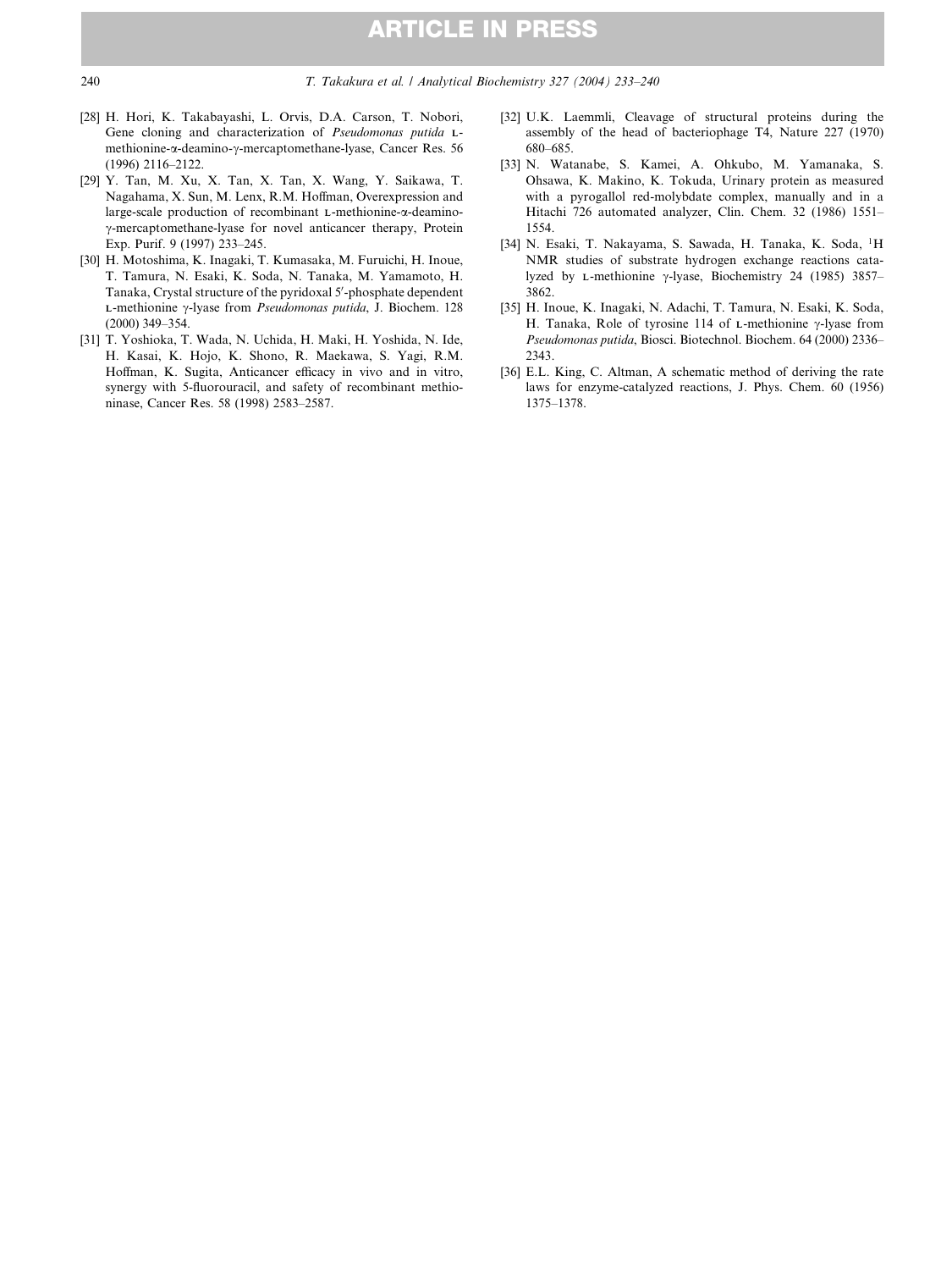[28] H. Hori, K. Takabayashi, L. Orvis, D.A. Carson, T. Nobori, Gene cloning and characterization of *Pseudomonas putida* L-methionine-α-deamino-γ-mercaptomethane-lyase, Cancer Res. 56 (1996) 2116–2122.

[29] Y. Tan, M. Xu, X. Tan, X. Tan, X. Wang, Y. Saikawa, T. Nagahama, X. Sun, M. Lenx, R.M. Hoffman, Overexpression and large-scale production of recombinant L-methionine-α-deamino-γ-mercaptomethane-lyase for novel anticancer therapy, Protein Exp. Purif. 9 (1997) 233–245.

[30] H. Motoshima, K. Inagaki, T. Kumasaka, M. Furuichi, H. Inoue, T. Tamura, N. Esaki, K. Soda, N. Tanaka, M. Yamamoto, H. Tanaka, Crystal structure of the pyridoxal 5′-phosphate dependent L-methionine γ-lyase from *Pseudomonas putida*, J. Biochem. 128 (2000) 349–354.

[31] T. Yoshioka, T. Wada, N. Uchida, H. Maki, H. Yoshida, N. Ide, H. Kasai, K. Hojo, K. Shono, R. Maekawa, S. Yagi, R.M. Hoffman, K. Sugita, Anticancer efficacy in vivo and in vitro, synergy with 5-fluorouracil, and safety of recombinant methioninase, Cancer Res. 58 (1998) 2583–2587.

[32] U.K. Laemmli, Cleavage of structural proteins during the assembly of the head of bacteriophage T4, Nature 227 (1970) 680–685.

[33] N. Watanabe, S. Kamei, A. Ohkubo, M. Yamanaka, S. Ohsawa, K. Makino, K. Tokuda, Urinary protein as measured with a pyrogallol red-molybdate complex, manually and in a Hitachi 726 automated analyzer, Clin. Chem. 32 (1986) 1551–1554.

[34] N. Esaki, T. Nakayama, S. Sawada, H. Tanaka, K. Soda, $^{1}$H NMR studies of substrate hydrogen exchange reactions catalyzed by L-methionine γ-lyase, Biochemistry 24 (1985) 3857–3862.

[35] H. Inoue, K. Inagaki, N. Adachi, T. Tamura, N. Esaki, K. Soda, H. Tanaka, Role of tyrosine 114 of L-methionine γ-lyase from *Pseudomonas putida*, Biosci. Biotechnol. Biochem. 64 (2000) 2336–2343.

[36] E.L. King, C. Altman, A schematic method of deriving the rate laws for enzyme-catalyzed reactions, J. Phys. Chem. 60 (1956) 1375–1378.